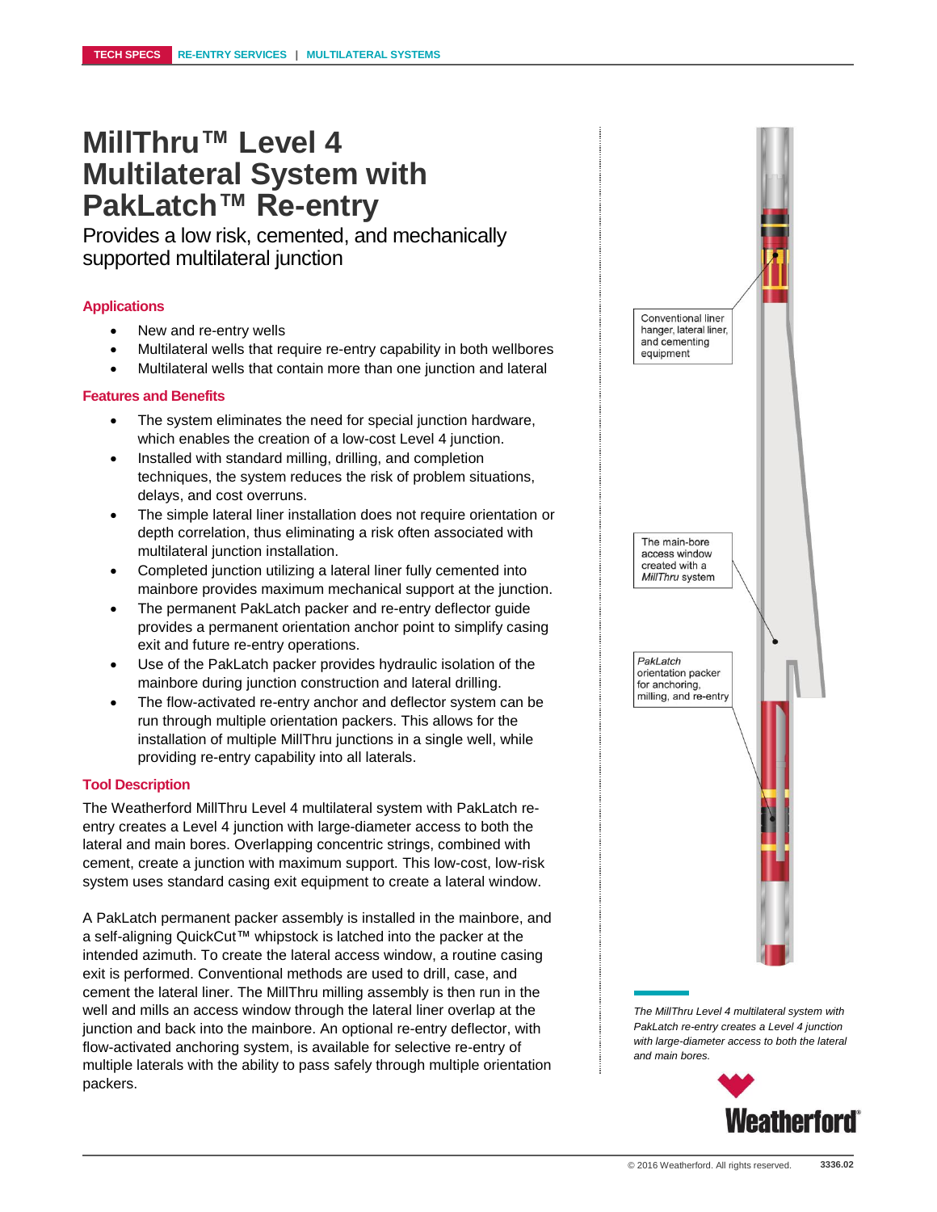TECH SPECS | RE-ENTRY SERVICES | MULTILATERAL SYSTEMS

# MillThru™ Level 4 Multilateral System with PakLatch™ Re-entry

Provides a low risk, cemented, and mechanically supported multilateral junction

### Applications

- New and re-entry wells
- Multilateral wells that require re-entry capability in both wellbores
- Multilateral wells that contain more than one junction and lateral

### Features and Benefits

- The system eliminates the need for special junction hardware, which enables the creation of a low-cost Level 4 junction.
- Installed with standard milling, drilling, and completion techniques, the system reduces the risk of problem situations, delays, and cost overruns.
- The simple lateral liner installation does not require orientation or depth correlation, thus eliminating a risk often associated with multilateral junction installation.
- Completed junction utilizing a lateral liner fully cemented into mainbore provides maximum mechanical support at the junction.
- The permanent PakLatch packer and re-entry deflector guide provides a permanent orientation anchor point to simplify casing exit and future re-entry operations.
- Use of the PakLatch packer provides hydraulic isolation of the mainbore during junction construction and lateral drilling.
- The flow-activated re-entry anchor and deflector system can be run through multiple orientation packers. This allows for the installation of multiple MillThru junctions in a single well, while providing re-entry capability into all laterals.

### Tool Description

The Weatherford MillThru Level 4 multilateral system with PakLatch re-entry creates a Level 4 junction with large-diameter access to both the lateral and main bores. Overlapping concentric strings, combined with cement, create a junction with maximum support. This low-cost, low-risk system uses standard casing exit equipment to create a lateral window.

A PakLatch permanent packer assembly is installed in the mainbore, and a self-aligning QuickCut™ whipstock is latched into the packer at the intended azimuth. To create the lateral access window, a routine casing exit is performed. Conventional methods are used to drill, case, and cement the lateral liner. The MillThru milling assembly is then run in the well and mills an access window through the lateral liner overlap at the junction and back into the mainbore. An optional re-entry deflector, with flow-activated anchoring system, is available for selective re-entry of multiple laterals with the ability to pass safely through multiple orientation packers.

Conventional liner hanger, lateral liner, and cementing equipment

The main-bore access window created with a *MillThru* system

*PakLatch* orientation packer for anchoring, milling, and re-entry

*The MillThru Level 4 multilateral system with PakLatch re-entry creates a Level 4 junction with large-diameter access to both the lateral and main bores.*

© 2016 Weatherford. All rights reserved. 3336.02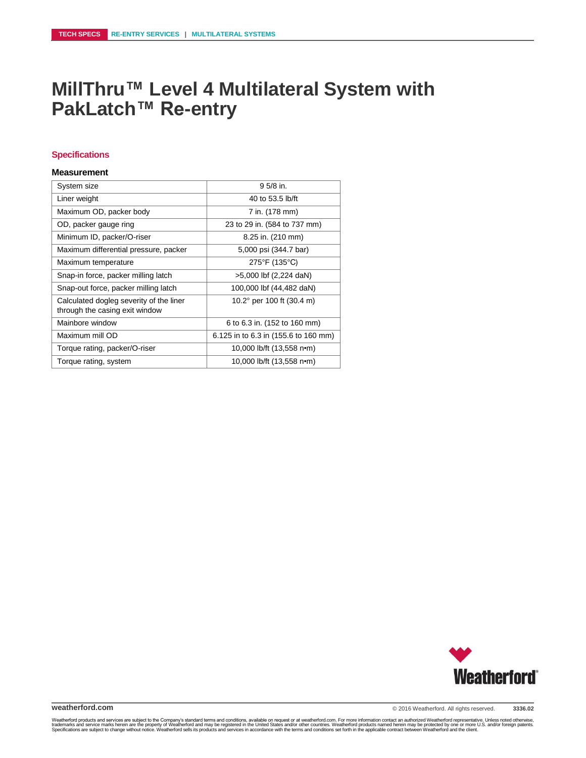# MillThru™ Level 4 Multilateral System with PakLatch™ Re-entry

## Specifications

### Measurement

| | |
|---|---|
| System size | 9 5/8 in. |
| Liner weight | 40 to 53.5 lb/ft |
| Maximum OD, packer body | 7 in. (178 mm) |
| OD, packer gauge ring | 23 to 29 in. (584 to 737 mm) |
| Minimum ID, packer/O-riser | 8.25 in. (210 mm) |
| Maximum differential pressure, packer | 5,000 psi (344.7 bar) |
| Maximum temperature | 275°F (135°C) |
| Snap-in force, packer milling latch | >5,000 lbf (2,224 daN) |
| Snap-out force, packer milling latch | 100,000 lbf (44,482 daN) |
| Calculated dogleg severity of the liner through the casing exit window | 10.2° per 100 ft (30.4 m) |
| Mainbore window | 6 to 6.3 in. (152 to 160 mm) |
| Maximum mill OD | 6.125 in to 6.3 in (155.6 to 160 mm) |
| Torque rating, packer/O-riser | 10,000 lb/ft (13,558 n•m) |
| Torque rating, system | 10,000 lb/ft (13,558 n•m) |

Weatherford products and services are subject to the Company's standard terms and conditions, available on request or at weatherford.com. For more information contact an authorized Weatherford representative. Unless noted otherwise, trademarks and service marks herein are the property of Weatherford and may be registered in the United States and/or other countries. Weatherford products named herein may be protected by one or more U.S. and/or foreign patents. Specifications are subject to change without notice. Weatherford sells its products and services in accordance with the terms and conditions set forth in the applicable contract between Weatherford and the client.